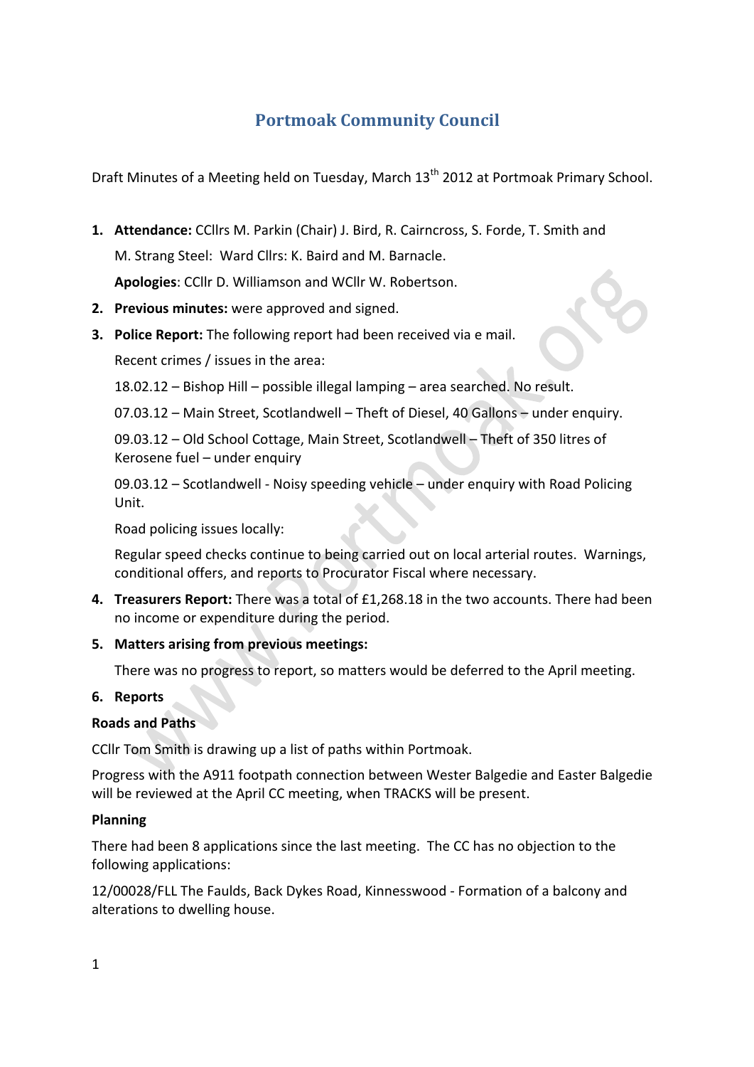# Portmoak Community Council

Draft Minutes of a Meeting held on Tuesday, March 13th 2012 at Portmoak Primary School.

1. **Attendance:** CCllrs M. Parkin (Chair) J. Bird, R. Cairncross, S. Forde, T. Smith and M. Strang Steel: Ward Cllrs: K. Baird and M. Barnacle.

   **Apologies**: CCllr D. Williamson and WCllr W. Robertson.

2. **Previous minutes:** were approved and signed.

3. **Police Report:** The following report had been received via e mail.

   Recent crimes / issues in the area:

   18.02.12 – Bishop Hill – possible illegal lamping – area searched. No result.

   07.03.12 – Main Street, Scotlandwell – Theft of Diesel, 40 Gallons – under enquiry.

   09.03.12 – Old School Cottage, Main Street, Scotlandwell – Theft of 350 litres of Kerosene fuel – under enquiry

   09.03.12 – Scotlandwell - Noisy speeding vehicle – under enquiry with Road Policing Unit.

   Road policing issues locally:

   Regular speed checks continue to being carried out on local arterial routes. Warnings, conditional offers, and reports to Procurator Fiscal where necessary.

4. **Treasurers Report:** There was a total of £1,268.18 in the two accounts. There had been no income or expenditure during the period.

5. **Matters arising from previous meetings:**

   There was no progress to report, so matters would be deferred to the April meeting.

6. **Reports**

**Roads and Paths**

CCllr Tom Smith is drawing up a list of paths within Portmoak.

Progress with the A911 footpath connection between Wester Balgedie and Easter Balgedie will be reviewed at the April CC meeting, when TRACKS will be present.

**Planning**

There had been 8 applications since the last meeting. The CC has no objection to the following applications:

12/00028/FLL The Faulds, Back Dykes Road, Kinnesswood - Formation of a balcony and alterations to dwelling house.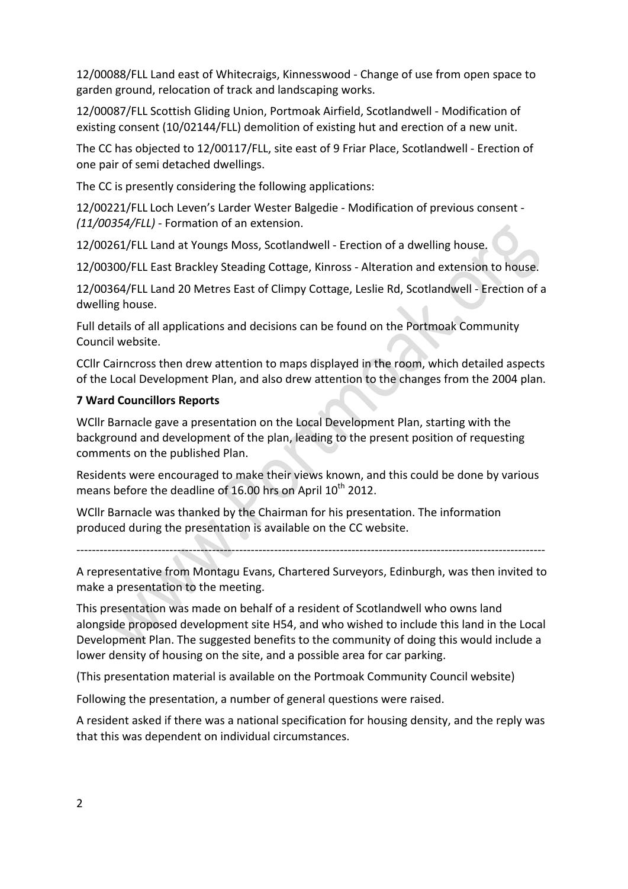12/00088/FLL Land east of Whitecraigs, Kinnesswood - Change of use from open space to garden ground, relocation of track and landscaping works.

12/00087/FLL Scottish Gliding Union, Portmoak Airfield, Scotlandwell - Modification of existing consent (10/02144/FLL) demolition of existing hut and erection of a new unit.

The CC has objected to 12/00117/FLL, site east of 9 Friar Place, Scotlandwell - Erection of one pair of semi detached dwellings.

The CC is presently considering the following applications:

12/00221/FLL Loch Leven's Larder Wester Balgedie - Modification of previous consent - *(11/00354/FLL)* - Formation of an extension.

12/00261/FLL Land at Youngs Moss, Scotlandwell - Erection of a dwelling house.

12/00300/FLL East Brackley Steading Cottage, Kinross - Alteration and extension to house.

12/00364/FLL Land 20 Metres East of Climpy Cottage, Leslie Rd, Scotlandwell - Erection of a dwelling house.

Full details of all applications and decisions can be found on the Portmoak Community Council website.

CCllr Cairncross then drew attention to maps displayed in the room, which detailed aspects of the Local Development Plan, and also drew attention to the changes from the 2004 plan.

**7 Ward Councillors Reports**

WCllr Barnacle gave a presentation on the Local Development Plan, starting with the background and development of the plan, leading to the present position of requesting comments on the published Plan.

Residents were encouraged to make their views known, and this could be done by various means before the deadline of 16.00 hrs on April 10th 2012.

WCllr Barnacle was thanked by the Chairman for his presentation. The information produced during the presentation is available on the CC website.

---

A representative from Montagu Evans, Chartered Surveyors, Edinburgh, was then invited to make a presentation to the meeting.

This presentation was made on behalf of a resident of Scotlandwell who owns land alongside proposed development site H54, and who wished to include this land in the Local Development Plan. The suggested benefits to the community of doing this would include a lower density of housing on the site, and a possible area for car parking.

(This presentation material is available on the Portmoak Community Council website)

Following the presentation, a number of general questions were raised.

A resident asked if there was a national specification for housing density, and the reply was that this was dependent on individual circumstances.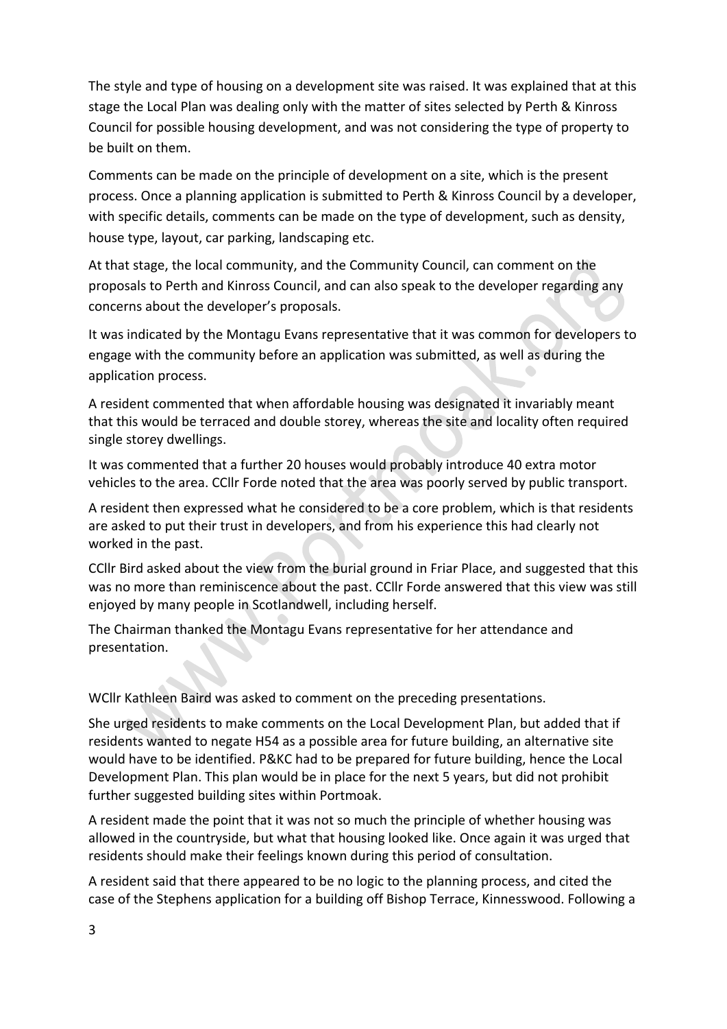The style and type of housing on a development site was raised. It was explained that at this stage the Local Plan was dealing only with the matter of sites selected by Perth & Kinross Council for possible housing development, and was not considering the type of property to be built on them.

Comments can be made on the principle of development on a site, which is the present process. Once a planning application is submitted to Perth & Kinross Council by a developer, with specific details, comments can be made on the type of development, such as density, house type, layout, car parking, landscaping etc.

At that stage, the local community, and the Community Council, can comment on the proposals to Perth and Kinross Council, and can also speak to the developer regarding any concerns about the developer's proposals.

It was indicated by the Montagu Evans representative that it was common for developers to engage with the community before an application was submitted, as well as during the application process.

A resident commented that when affordable housing was designated it invariably meant that this would be terraced and double storey, whereas the site and locality often required single storey dwellings.

It was commented that a further 20 houses would probably introduce 40 extra motor vehicles to the area. CCllr Forde noted that the area was poorly served by public transport.

A resident then expressed what he considered to be a core problem, which is that residents are asked to put their trust in developers, and from his experience this had clearly not worked in the past.

CCllr Bird asked about the view from the burial ground in Friar Place, and suggested that this was no more than reminiscence about the past. CCllr Forde answered that this view was still enjoyed by many people in Scotlandwell, including herself.

The Chairman thanked the Montagu Evans representative for her attendance and presentation.

WCllr Kathleen Baird was asked to comment on the preceding presentations.

She urged residents to make comments on the Local Development Plan, but added that if residents wanted to negate H54 as a possible area for future building, an alternative site would have to be identified. P&KC had to be prepared for future building, hence the Local Development Plan. This plan would be in place for the next 5 years, but did not prohibit further suggested building sites within Portmoak.

A resident made the point that it was not so much the principle of whether housing was allowed in the countryside, but what that housing looked like. Once again it was urged that residents should make their feelings known during this period of consultation.

A resident said that there appeared to be no logic to the planning process, and cited the case of the Stephens application for a building off Bishop Terrace, Kinnesswood. Following a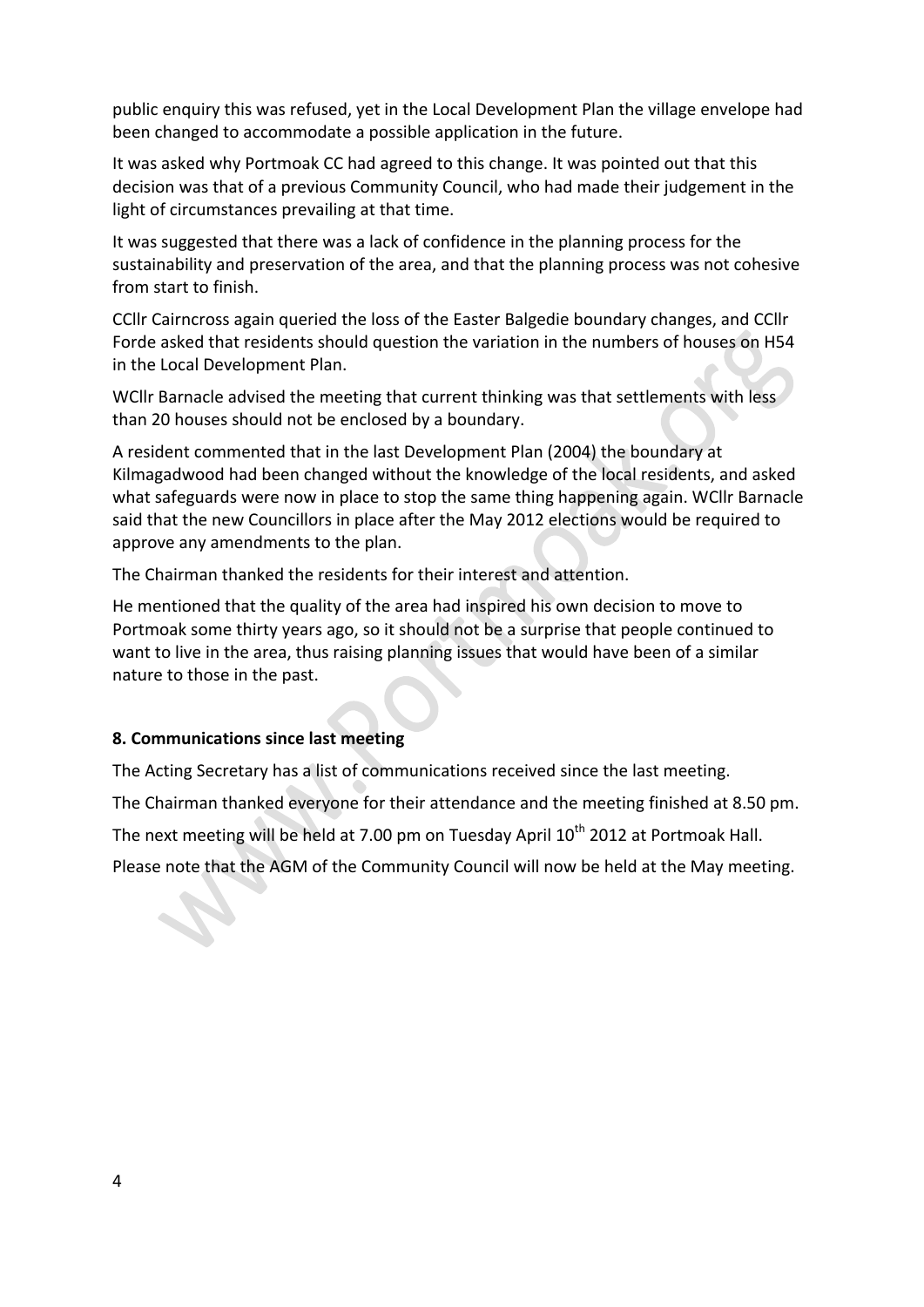public enquiry this was refused, yet in the Local Development Plan the village envelope had been changed to accommodate a possible application in the future.

It was asked why Portmoak CC had agreed to this change. It was pointed out that this decision was that of a previous Community Council, who had made their judgement in the light of circumstances prevailing at that time.

It was suggested that there was a lack of confidence in the planning process for the sustainability and preservation of the area, and that the planning process was not cohesive from start to finish.

CCllr Cairncross again queried the loss of the Easter Balgedie boundary changes, and CCllr Forde asked that residents should question the variation in the numbers of houses on H54 in the Local Development Plan.

WCllr Barnacle advised the meeting that current thinking was that settlements with less than 20 houses should not be enclosed by a boundary.

A resident commented that in the last Development Plan (2004) the boundary at Kilmagadwood had been changed without the knowledge of the local residents, and asked what safeguards were now in place to stop the same thing happening again. WCllr Barnacle said that the new Councillors in place after the May 2012 elections would be required to approve any amendments to the plan.

The Chairman thanked the residents for their interest and attention.

He mentioned that the quality of the area had inspired his own decision to move to Portmoak some thirty years ago, so it should not be a surprise that people continued to want to live in the area, thus raising planning issues that would have been of a similar nature to those in the past.

**8. Communications since last meeting**

The Acting Secretary has a list of communications received since the last meeting.

The Chairman thanked everyone for their attendance and the meeting finished at 8.50 pm.

The next meeting will be held at 7.00 pm on Tuesday April 10th 2012 at Portmoak Hall.

Please note that the AGM of the Community Council will now be held at the May meeting.